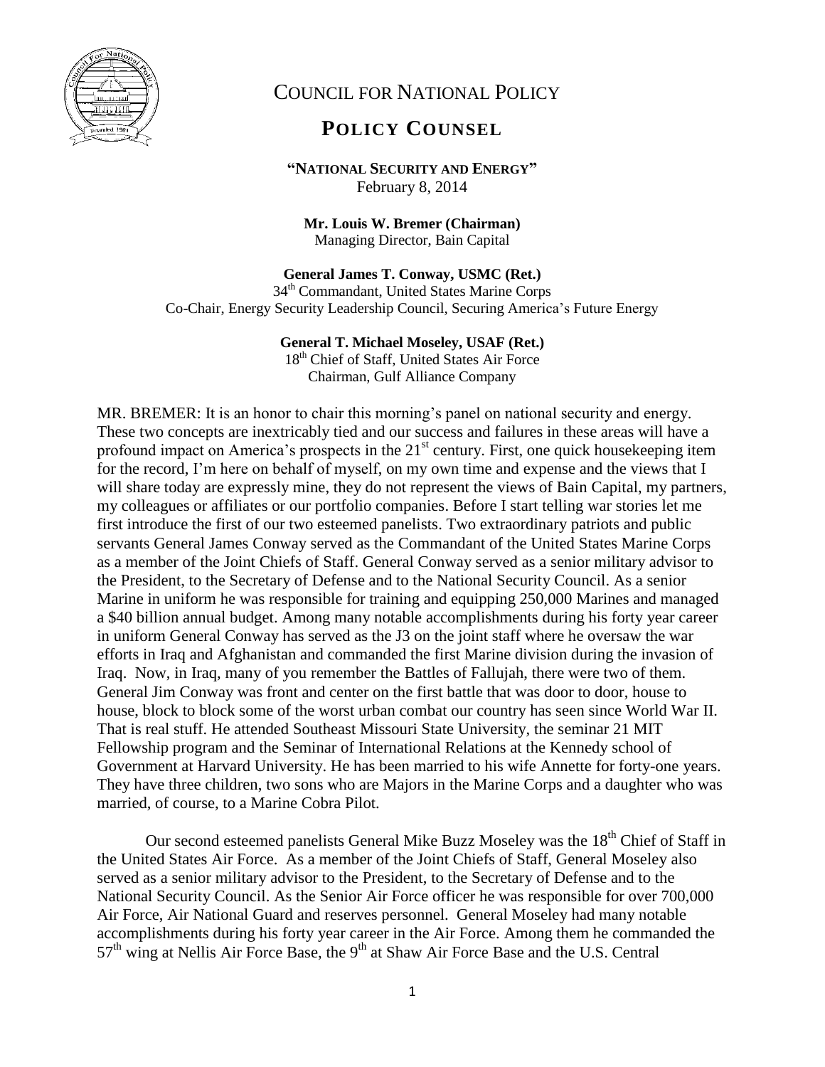# COUNCIL FOR NATIONAL POLICY

## POLICY COUNSEL

**"NATIONAL SECURITY AND ENERGY"**
February 8, 2014

**Mr. Louis W. Bremer (Chairman)**
Managing Director, Bain Capital

**General James T. Conway, USMC (Ret.)**
34th Commandant, United States Marine Corps
Co-Chair, Energy Security Leadership Council, Securing America's Future Energy

**General T. Michael Moseley, USAF (Ret.)**
18th Chief of Staff, United States Air Force
Chairman, Gulf Alliance Company

MR. BREMER: It is an honor to chair this morning's panel on national security and energy. These two concepts are inextricably tied and our success and failures in these areas will have a profound impact on America's prospects in the 21st century. First, one quick housekeeping item for the record, I'm here on behalf of myself, on my own time and expense and the views that I will share today are expressly mine, they do not represent the views of Bain Capital, my partners, my colleagues or affiliates or our portfolio companies. Before I start telling war stories let me first introduce the first of our two esteemed panelists. Two extraordinary patriots and public servants General James Conway served as the Commandant of the United States Marine Corps as a member of the Joint Chiefs of Staff. General Conway served as a senior military advisor to the President, to the Secretary of Defense and to the National Security Council. As a senior Marine in uniform he was responsible for training and equipping 250,000 Marines and managed a $40 billion annual budget. Among many notable accomplishments during his forty year career in uniform General Conway has served as the J3 on the joint staff where he oversaw the war efforts in Iraq and Afghanistan and commanded the first Marine division during the invasion of Iraq. Now, in Iraq, many of you remember the Battles of Fallujah, there were two of them. General Jim Conway was front and center on the first battle that was door to door, house to house, block to block some of the worst urban combat our country has seen since World War II. That is real stuff. He attended Southeast Missouri State University, the seminar 21 MIT Fellowship program and the Seminar of International Relations at the Kennedy school of Government at Harvard University. He has been married to his wife Annette for forty-one years. They have three children, two sons who are Majors in the Marine Corps and a daughter who was married, of course, to a Marine Cobra Pilot.

Our second esteemed panelists General Mike Buzz Moseley was the 18th Chief of Staff in the United States Air Force. As a member of the Joint Chiefs of Staff, General Moseley also served as a senior military advisor to the President, to the Secretary of Defense and to the National Security Council. As the Senior Air Force officer he was responsible for over 700,000 Air Force, Air National Guard and reserves personnel. General Moseley had many notable accomplishments during his forty year career in the Air Force. Among them he commanded the 57th wing at Nellis Air Force Base, the 9th at Shaw Air Force Base and the U.S. Central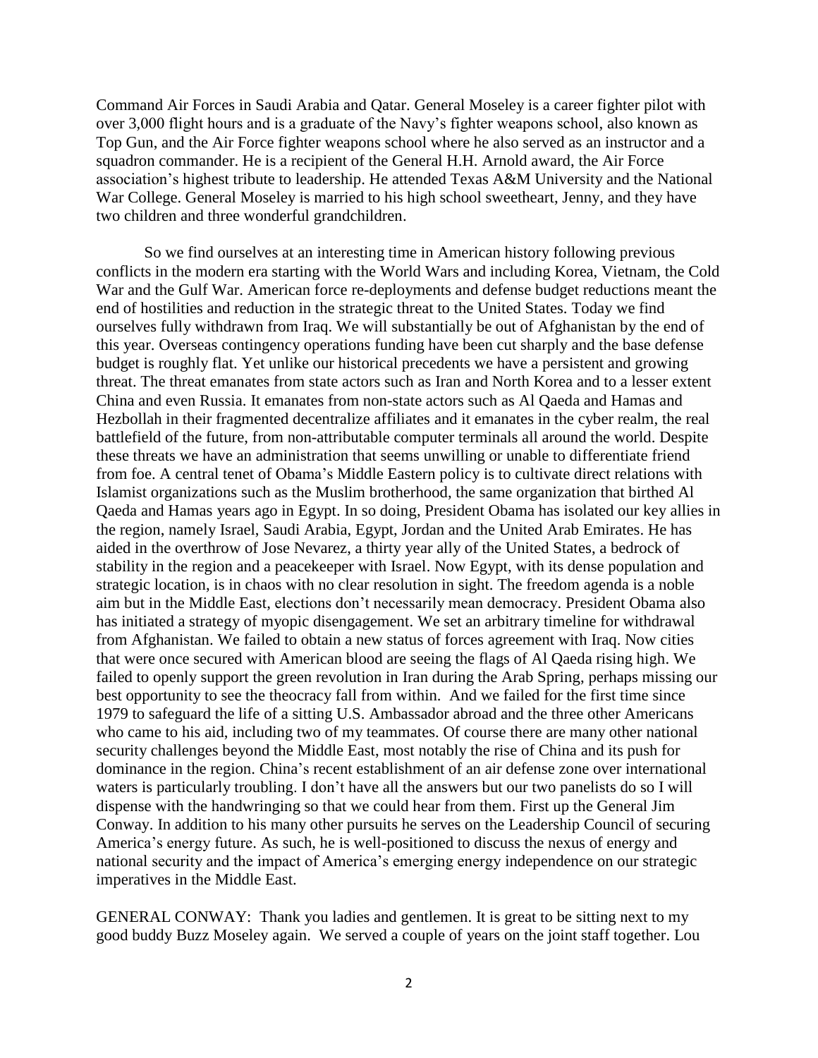Command Air Forces in Saudi Arabia and Qatar. General Moseley is a career fighter pilot with over 3,000 flight hours and is a graduate of the Navy's fighter weapons school, also known as Top Gun, and the Air Force fighter weapons school where he also served as an instructor and a squadron commander. He is a recipient of the General H.H. Arnold award, the Air Force association's highest tribute to leadership. He attended Texas A&M University and the National War College. General Moseley is married to his high school sweetheart, Jenny, and they have two children and three wonderful grandchildren.

So we find ourselves at an interesting time in American history following previous conflicts in the modern era starting with the World Wars and including Korea, Vietnam, the Cold War and the Gulf War. American force re-deployments and defense budget reductions meant the end of hostilities and reduction in the strategic threat to the United States. Today we find ourselves fully withdrawn from Iraq. We will substantially be out of Afghanistan by the end of this year. Overseas contingency operations funding have been cut sharply and the base defense budget is roughly flat. Yet unlike our historical precedents we have a persistent and growing threat. The threat emanates from state actors such as Iran and North Korea and to a lesser extent China and even Russia. It emanates from non-state actors such as Al Qaeda and Hamas and Hezbollah in their fragmented decentralize affiliates and it emanates in the cyber realm, the real battlefield of the future, from non-attributable computer terminals all around the world. Despite these threats we have an administration that seems unwilling or unable to differentiate friend from foe. A central tenet of Obama's Middle Eastern policy is to cultivate direct relations with Islamist organizations such as the Muslim brotherhood, the same organization that birthed Al Qaeda and Hamas years ago in Egypt. In so doing, President Obama has isolated our key allies in the region, namely Israel, Saudi Arabia, Egypt, Jordan and the United Arab Emirates. He has aided in the overthrow of Jose Nevarez, a thirty year ally of the United States, a bedrock of stability in the region and a peacekeeper with Israel. Now Egypt, with its dense population and strategic location, is in chaos with no clear resolution in sight. The freedom agenda is a noble aim but in the Middle East, elections don't necessarily mean democracy. President Obama also has initiated a strategy of myopic disengagement. We set an arbitrary timeline for withdrawal from Afghanistan. We failed to obtain a new status of forces agreement with Iraq. Now cities that were once secured with American blood are seeing the flags of Al Qaeda rising high. We failed to openly support the green revolution in Iran during the Arab Spring, perhaps missing our best opportunity to see the theocracy fall from within. And we failed for the first time since 1979 to safeguard the life of a sitting U.S. Ambassador abroad and the three other Americans who came to his aid, including two of my teammates. Of course there are many other national security challenges beyond the Middle East, most notably the rise of China and its push for dominance in the region. China's recent establishment of an air defense zone over international waters is particularly troubling. I don't have all the answers but our two panelists do so I will dispense with the handwringing so that we could hear from them. First up the General Jim Conway. In addition to his many other pursuits he serves on the Leadership Council of securing America's energy future. As such, he is well-positioned to discuss the nexus of energy and national security and the impact of America's emerging energy independence on our strategic imperatives in the Middle East.

GENERAL CONWAY: Thank you ladies and gentlemen. It is great to be sitting next to my good buddy Buzz Moseley again. We served a couple of years on the joint staff together. Lou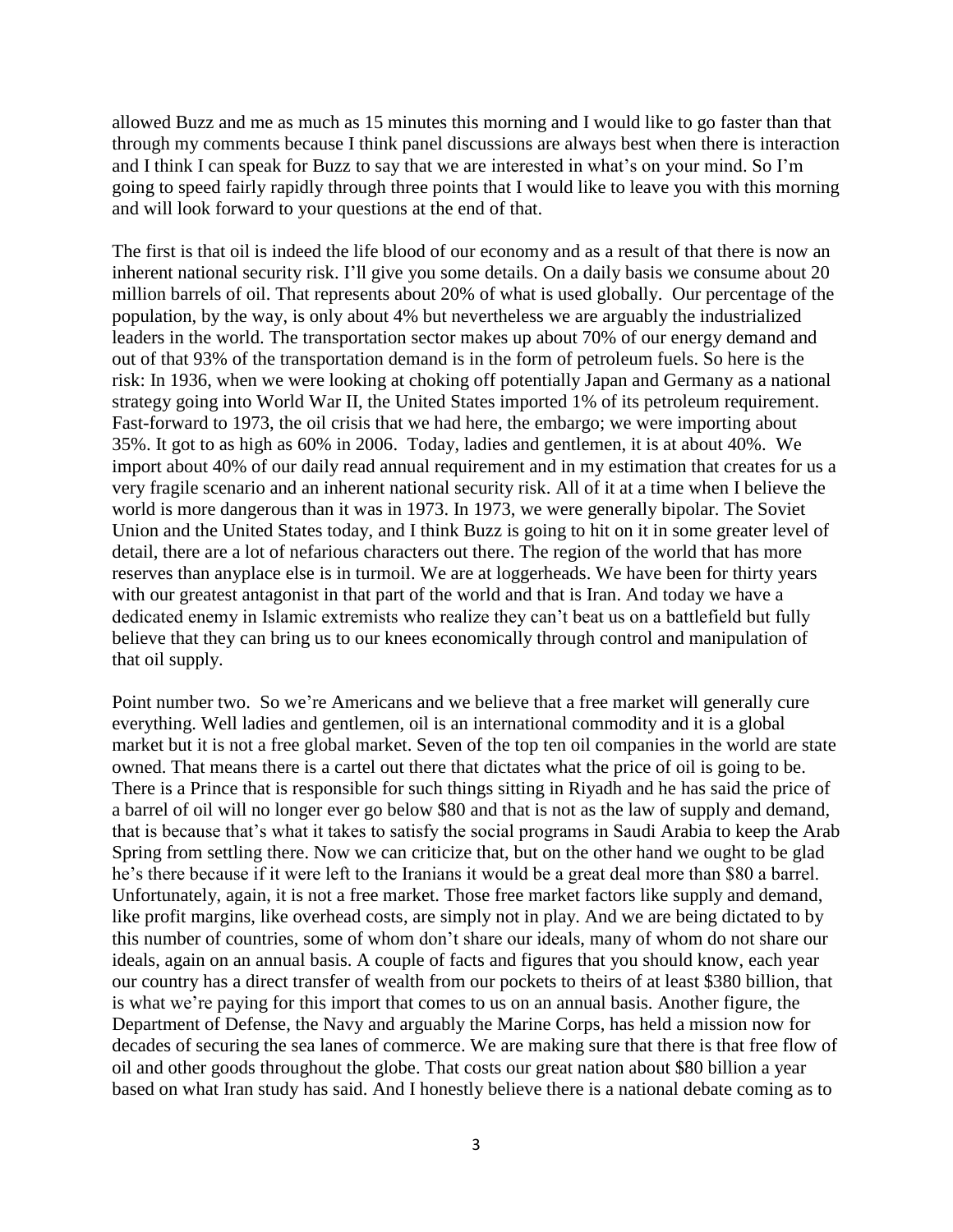allowed Buzz and me as much as 15 minutes this morning and I would like to go faster than that through my comments because I think panel discussions are always best when there is interaction and I think I can speak for Buzz to say that we are interested in what's on your mind. So I'm going to speed fairly rapidly through three points that I would like to leave you with this morning and will look forward to your questions at the end of that.

The first is that oil is indeed the life blood of our economy and as a result of that there is now an inherent national security risk. I'll give you some details. On a daily basis we consume about 20 million barrels of oil. That represents about 20% of what is used globally. Our percentage of the population, by the way, is only about 4% but nevertheless we are arguably the industrialized leaders in the world. The transportation sector makes up about 70% of our energy demand and out of that 93% of the transportation demand is in the form of petroleum fuels. So here is the risk: In 1936, when we were looking at choking off potentially Japan and Germany as a national strategy going into World War II, the United States imported 1% of its petroleum requirement. Fast-forward to 1973, the oil crisis that we had here, the embargo; we were importing about 35%. It got to as high as 60% in 2006. Today, ladies and gentlemen, it is at about 40%. We import about 40% of our daily read annual requirement and in my estimation that creates for us a very fragile scenario and an inherent national security risk. All of it at a time when I believe the world is more dangerous than it was in 1973. In 1973, we were generally bipolar. The Soviet Union and the United States today, and I think Buzz is going to hit on it in some greater level of detail, there are a lot of nefarious characters out there. The region of the world that has more reserves than anyplace else is in turmoil. We are at loggerheads. We have been for thirty years with our greatest antagonist in that part of the world and that is Iran. And today we have a dedicated enemy in Islamic extremists who realize they can't beat us on a battlefield but fully believe that they can bring us to our knees economically through control and manipulation of that oil supply.

Point number two. So we're Americans and we believe that a free market will generally cure everything. Well ladies and gentlemen, oil is an international commodity and it is a global market but it is not a free global market. Seven of the top ten oil companies in the world are state owned. That means there is a cartel out there that dictates what the price of oil is going to be. There is a Prince that is responsible for such things sitting in Riyadh and he has said the price of a barrel of oil will no longer ever go below \$80 and that is not as the law of supply and demand, that is because that's what it takes to satisfy the social programs in Saudi Arabia to keep the Arab Spring from settling there. Now we can criticize that, but on the other hand we ought to be glad he's there because if it were left to the Iranians it would be a great deal more than \$80 a barrel. Unfortunately, again, it is not a free market. Those free market factors like supply and demand, like profit margins, like overhead costs, are simply not in play. And we are being dictated to by this number of countries, some of whom don't share our ideals, many of whom do not share our ideals, again on an annual basis. A couple of facts and figures that you should know, each year our country has a direct transfer of wealth from our pockets to theirs of at least \$380 billion, that is what we're paying for this import that comes to us on an annual basis. Another figure, the Department of Defense, the Navy and arguably the Marine Corps, has held a mission now for decades of securing the sea lanes of commerce. We are making sure that there is that free flow of oil and other goods throughout the globe. That costs our great nation about \$80 billion a year based on what Iran study has said. And I honestly believe there is a national debate coming as to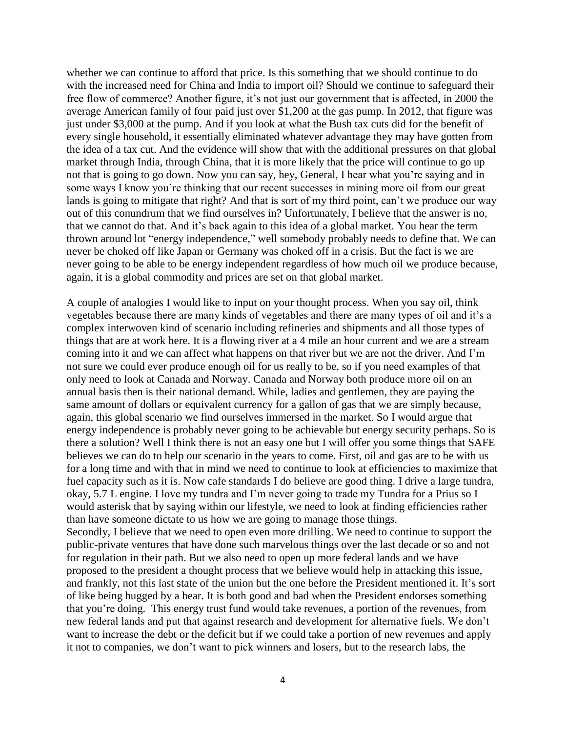whether we can continue to afford that price. Is this something that we should continue to do with the increased need for China and India to import oil? Should we continue to safeguard their free flow of commerce? Another figure, it's not just our government that is affected, in 2000 the average American family of four paid just over $1,200 at the gas pump. In 2012, that figure was just under $3,000 at the pump. And if you look at what the Bush tax cuts did for the benefit of every single household, it essentially eliminated whatever advantage they may have gotten from the idea of a tax cut. And the evidence will show that with the additional pressures on that global market through India, through China, that it is more likely that the price will continue to go up not that is going to go down. Now you can say, hey, General, I hear what you're saying and in some ways I know you're thinking that our recent successes in mining more oil from our great lands is going to mitigate that right? And that is sort of my third point, can't we produce our way out of this conundrum that we find ourselves in? Unfortunately, I believe that the answer is no, that we cannot do that. And it's back again to this idea of a global market. You hear the term thrown around lot "energy independence," well somebody probably needs to define that. We can never be choked off like Japan or Germany was choked off in a crisis. But the fact is we are never going to be able to be energy independent regardless of how much oil we produce because, again, it is a global commodity and prices are set on that global market.

A couple of analogies I would like to input on your thought process. When you say oil, think vegetables because there are many kinds of vegetables and there are many types of oil and it's a complex interwoven kind of scenario including refineries and shipments and all those types of things that are at work here. It is a flowing river at a 4 mile an hour current and we are a stream coming into it and we can affect what happens on that river but we are not the driver. And I'm not sure we could ever produce enough oil for us really to be, so if you need examples of that only need to look at Canada and Norway. Canada and Norway both produce more oil on an annual basis then is their national demand. While, ladies and gentlemen, they are paying the same amount of dollars or equivalent currency for a gallon of gas that we are simply because, again, this global scenario we find ourselves immersed in the market. So I would argue that energy independence is probably never going to be achievable but energy security perhaps. So is there a solution? Well I think there is not an easy one but I will offer you some things that SAFE believes we can do to help our scenario in the years to come. First, oil and gas are to be with us for a long time and with that in mind we need to continue to look at efficiencies to maximize that fuel capacity such as it is. Now cafe standards I do believe are good thing. I drive a large tundra, okay, 5.7 L engine. I love my tundra and I'm never going to trade my Tundra for a Prius so I would asterisk that by saying within our lifestyle, we need to look at finding efficiencies rather than have someone dictate to us how we are going to manage those things.

Secondly, I believe that we need to open even more drilling. We need to continue to support the public-private ventures that have done such marvelous things over the last decade or so and not for regulation in their path. But we also need to open up more federal lands and we have proposed to the president a thought process that we believe would help in attacking this issue, and frankly, not this last state of the union but the one before the President mentioned it. It's sort of like being hugged by a bear. It is both good and bad when the President endorses something that you're doing. This energy trust fund would take revenues, a portion of the revenues, from new federal lands and put that against research and development for alternative fuels. We don't want to increase the debt or the deficit but if we could take a portion of new revenues and apply it not to companies, we don't want to pick winners and losers, but to the research labs, the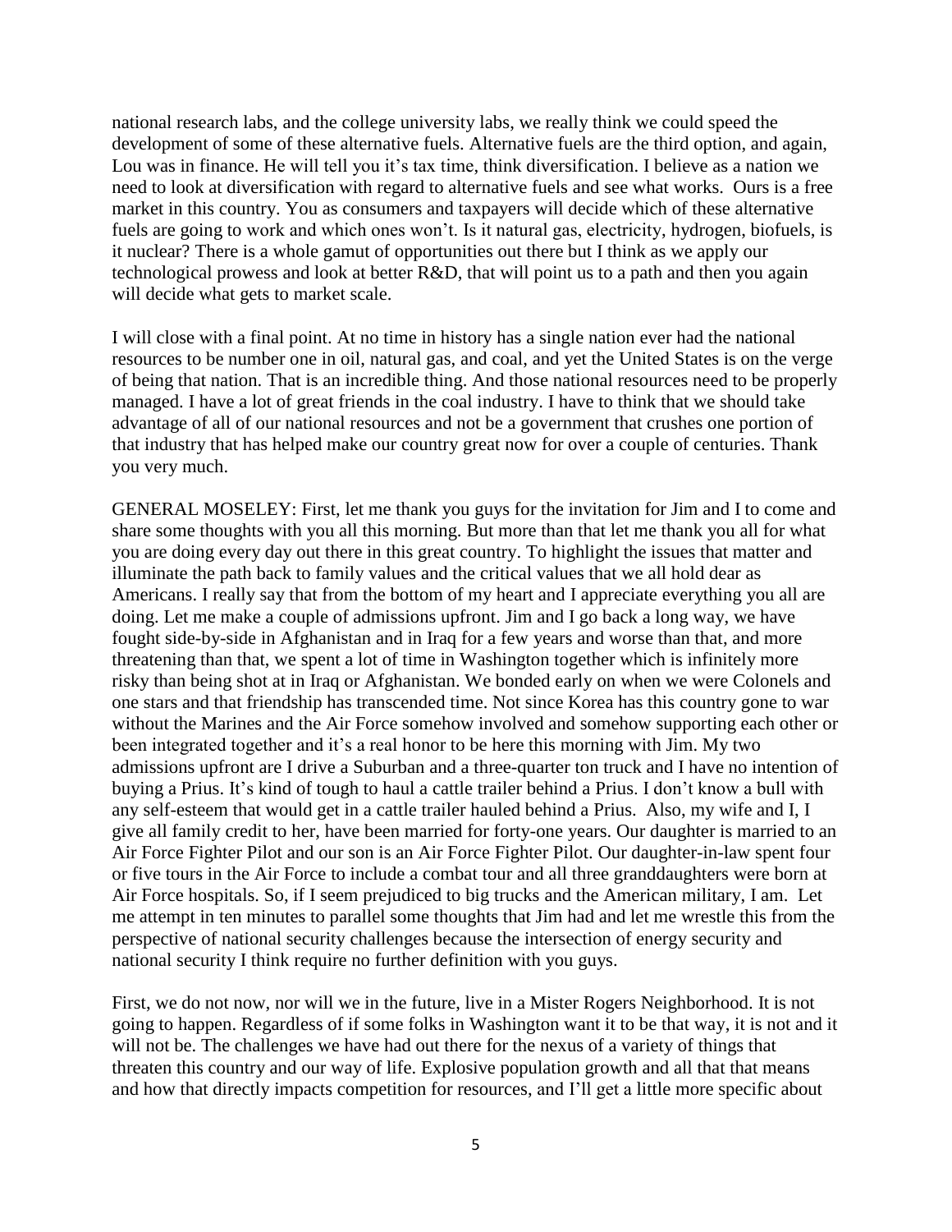national research labs, and the college university labs, we really think we could speed the development of some of these alternative fuels. Alternative fuels are the third option, and again, Lou was in finance. He will tell you it's tax time, think diversification. I believe as a nation we need to look at diversification with regard to alternative fuels and see what works. Ours is a free market in this country. You as consumers and taxpayers will decide which of these alternative fuels are going to work and which ones won't. Is it natural gas, electricity, hydrogen, biofuels, is it nuclear? There is a whole gamut of opportunities out there but I think as we apply our technological prowess and look at better R&D, that will point us to a path and then you again will decide what gets to market scale.

I will close with a final point. At no time in history has a single nation ever had the national resources to be number one in oil, natural gas, and coal, and yet the United States is on the verge of being that nation. That is an incredible thing. And those national resources need to be properly managed. I have a lot of great friends in the coal industry. I have to think that we should take advantage of all of our national resources and not be a government that crushes one portion of that industry that has helped make our country great now for over a couple of centuries. Thank you very much.

GENERAL MOSELEY: First, let me thank you guys for the invitation for Jim and I to come and share some thoughts with you all this morning. But more than that let me thank you all for what you are doing every day out there in this great country. To highlight the issues that matter and illuminate the path back to family values and the critical values that we all hold dear as Americans. I really say that from the bottom of my heart and I appreciate everything you all are doing. Let me make a couple of admissions upfront. Jim and I go back a long way, we have fought side-by-side in Afghanistan and in Iraq for a few years and worse than that, and more threatening than that, we spent a lot of time in Washington together which is infinitely more risky than being shot at in Iraq or Afghanistan. We bonded early on when we were Colonels and one stars and that friendship has transcended time. Not since Korea has this country gone to war without the Marines and the Air Force somehow involved and somehow supporting each other or been integrated together and it's a real honor to be here this morning with Jim. My two admissions upfront are I drive a Suburban and a three-quarter ton truck and I have no intention of buying a Prius. It's kind of tough to haul a cattle trailer behind a Prius. I don't know a bull with any self-esteem that would get in a cattle trailer hauled behind a Prius. Also, my wife and I, I give all family credit to her, have been married for forty-one years. Our daughter is married to an Air Force Fighter Pilot and our son is an Air Force Fighter Pilot. Our daughter-in-law spent four or five tours in the Air Force to include a combat tour and all three granddaughters were born at Air Force hospitals. So, if I seem prejudiced to big trucks and the American military, I am. Let me attempt in ten minutes to parallel some thoughts that Jim had and let me wrestle this from the perspective of national security challenges because the intersection of energy security and national security I think require no further definition with you guys.

First, we do not now, nor will we in the future, live in a Mister Rogers Neighborhood. It is not going to happen. Regardless of if some folks in Washington want it to be that way, it is not and it will not be. The challenges we have had out there for the nexus of a variety of things that threaten this country and our way of life. Explosive population growth and all that that means and how that directly impacts competition for resources, and I'll get a little more specific about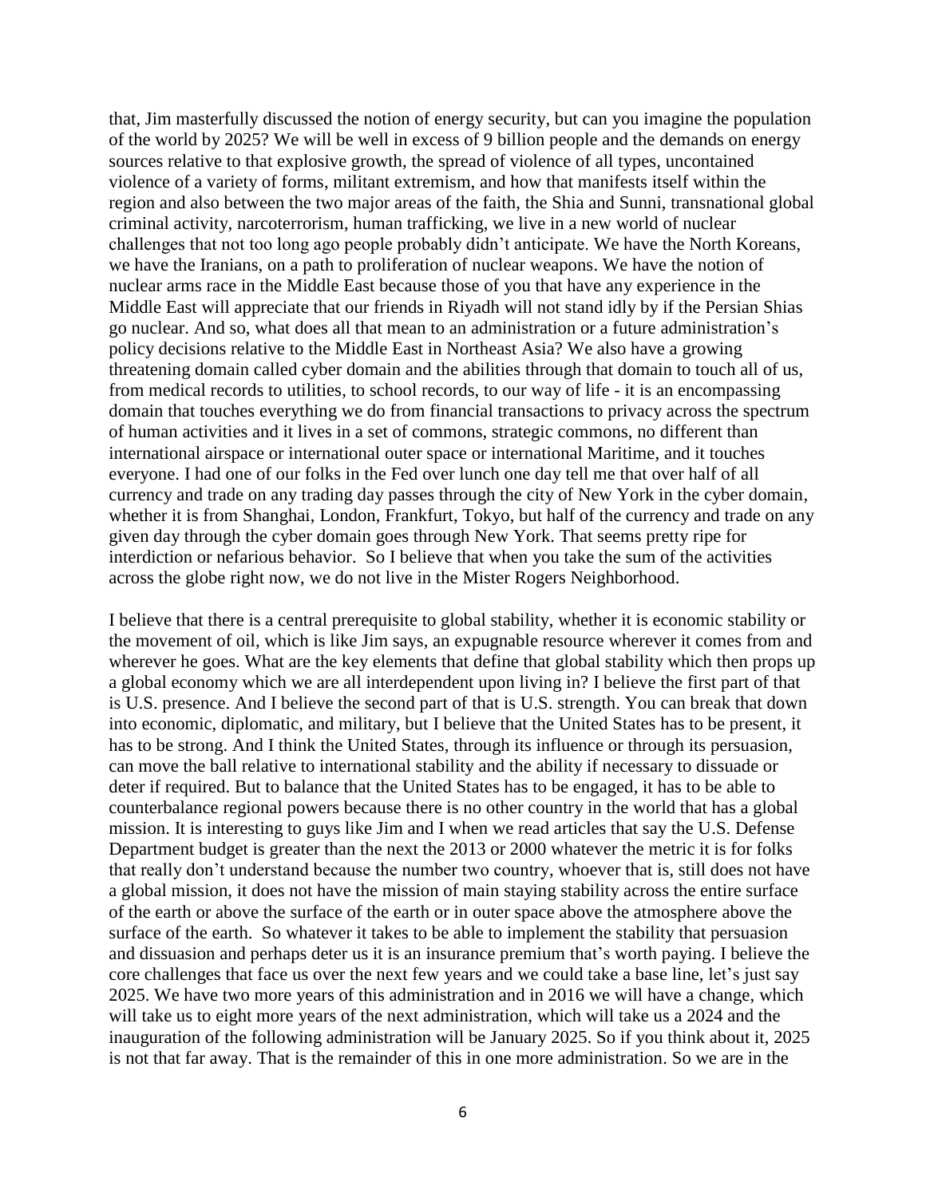that, Jim masterfully discussed the notion of energy security, but can you imagine the population of the world by 2025? We will be well in excess of 9 billion people and the demands on energy sources relative to that explosive growth, the spread of violence of all types, uncontained violence of a variety of forms, militant extremism, and how that manifests itself within the region and also between the two major areas of the faith, the Shia and Sunni, transnational global criminal activity, narcoterrorism, human trafficking, we live in a new world of nuclear challenges that not too long ago people probably didn't anticipate. We have the North Koreans, we have the Iranians, on a path to proliferation of nuclear weapons. We have the notion of nuclear arms race in the Middle East because those of you that have any experience in the Middle East will appreciate that our friends in Riyadh will not stand idly by if the Persian Shias go nuclear. And so, what does all that mean to an administration or a future administration's policy decisions relative to the Middle East in Northeast Asia? We also have a growing threatening domain called cyber domain and the abilities through that domain to touch all of us, from medical records to utilities, to school records, to our way of life - it is an encompassing domain that touches everything we do from financial transactions to privacy across the spectrum of human activities and it lives in a set of commons, strategic commons, no different than international airspace or international outer space or international Maritime, and it touches everyone. I had one of our folks in the Fed over lunch one day tell me that over half of all currency and trade on any trading day passes through the city of New York in the cyber domain, whether it is from Shanghai, London, Frankfurt, Tokyo, but half of the currency and trade on any given day through the cyber domain goes through New York. That seems pretty ripe for interdiction or nefarious behavior. So I believe that when you take the sum of the activities across the globe right now, we do not live in the Mister Rogers Neighborhood.

I believe that there is a central prerequisite to global stability, whether it is economic stability or the movement of oil, which is like Jim says, an expugnable resource wherever it comes from and wherever he goes. What are the key elements that define that global stability which then props up a global economy which we are all interdependent upon living in? I believe the first part of that is U.S. presence. And I believe the second part of that is U.S. strength. You can break that down into economic, diplomatic, and military, but I believe that the United States has to be present, it has to be strong. And I think the United States, through its influence or through its persuasion, can move the ball relative to international stability and the ability if necessary to dissuade or deter if required. But to balance that the United States has to be engaged, it has to be able to counterbalance regional powers because there is no other country in the world that has a global mission. It is interesting to guys like Jim and I when we read articles that say the U.S. Defense Department budget is greater than the next the 2013 or 2000 whatever the metric it is for folks that really don't understand because the number two country, whoever that is, still does not have a global mission, it does not have the mission of main staying stability across the entire surface of the earth or above the surface of the earth or in outer space above the atmosphere above the surface of the earth. So whatever it takes to be able to implement the stability that persuasion and dissuasion and perhaps deter us it is an insurance premium that's worth paying. I believe the core challenges that face us over the next few years and we could take a base line, let's just say 2025. We have two more years of this administration and in 2016 we will have a change, which will take us to eight more years of the next administration, which will take us a 2024 and the inauguration of the following administration will be January 2025. So if you think about it, 2025 is not that far away. That is the remainder of this in one more administration. So we are in the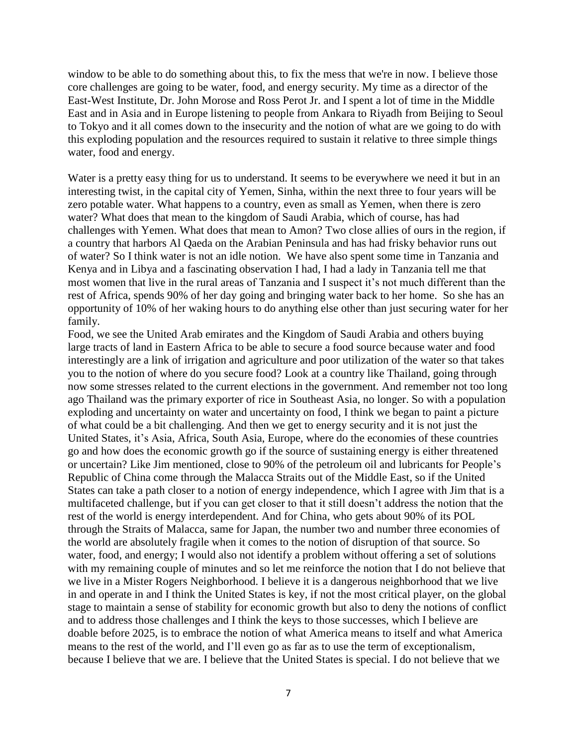window to be able to do something about this, to fix the mess that we're in now. I believe those core challenges are going to be water, food, and energy security. My time as a director of the East-West Institute, Dr. John Morose and Ross Perot Jr. and I spent a lot of time in the Middle East and in Asia and in Europe listening to people from Ankara to Riyadh from Beijing to Seoul to Tokyo and it all comes down to the insecurity and the notion of what are we going to do with this exploding population and the resources required to sustain it relative to three simple things water, food and energy.

Water is a pretty easy thing for us to understand. It seems to be everywhere we need it but in an interesting twist, in the capital city of Yemen, Sinha, within the next three to four years will be zero potable water. What happens to a country, even as small as Yemen, when there is zero water? What does that mean to the kingdom of Saudi Arabia, which of course, has had challenges with Yemen. What does that mean to Amon? Two close allies of ours in the region, if a country that harbors Al Qaeda on the Arabian Peninsula and has had frisky behavior runs out of water? So I think water is not an idle notion. We have also spent some time in Tanzania and Kenya and in Libya and a fascinating observation I had, I had a lady in Tanzania tell me that most women that live in the rural areas of Tanzania and I suspect it's not much different than the rest of Africa, spends 90% of her day going and bringing water back to her home. So she has an opportunity of 10% of her waking hours to do anything else other than just securing water for her family.

Food, we see the United Arab emirates and the Kingdom of Saudi Arabia and others buying large tracts of land in Eastern Africa to be able to secure a food source because water and food interestingly are a link of irrigation and agriculture and poor utilization of the water so that takes you to the notion of where do you secure food? Look at a country like Thailand, going through now some stresses related to the current elections in the government. And remember not too long ago Thailand was the primary exporter of rice in Southeast Asia, no longer. So with a population exploding and uncertainty on water and uncertainty on food, I think we began to paint a picture of what could be a bit challenging. And then we get to energy security and it is not just the United States, it's Asia, Africa, South Asia, Europe, where do the economies of these countries go and how does the economic growth go if the source of sustaining energy is either threatened or uncertain? Like Jim mentioned, close to 90% of the petroleum oil and lubricants for People's Republic of China come through the Malacca Straits out of the Middle East, so if the United States can take a path closer to a notion of energy independence, which I agree with Jim that is a multifaceted challenge, but if you can get closer to that it still doesn't address the notion that the rest of the world is energy interdependent. And for China, who gets about 90% of its POL through the Straits of Malacca, same for Japan, the number two and number three economies of the world are absolutely fragile when it comes to the notion of disruption of that source. So water, food, and energy; I would also not identify a problem without offering a set of solutions with my remaining couple of minutes and so let me reinforce the notion that I do not believe that we live in a Mister Rogers Neighborhood. I believe it is a dangerous neighborhood that we live in and operate in and I think the United States is key, if not the most critical player, on the global stage to maintain a sense of stability for economic growth but also to deny the notions of conflict and to address those challenges and I think the keys to those successes, which I believe are doable before 2025, is to embrace the notion of what America means to itself and what America means to the rest of the world, and I'll even go as far as to use the term of exceptionalism, because I believe that we are. I believe that the United States is special. I do not believe that we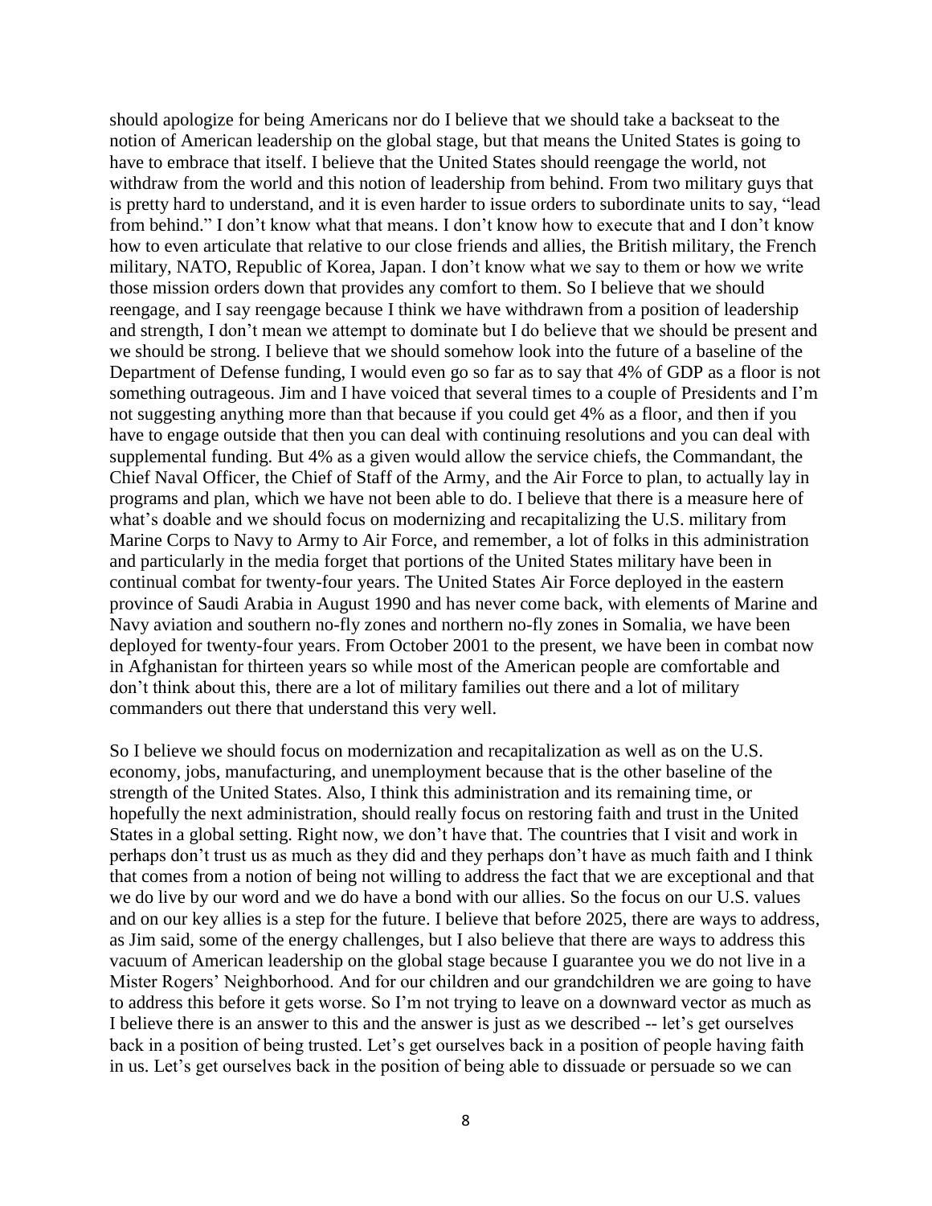should apologize for being Americans nor do I believe that we should take a backseat to the notion of American leadership on the global stage, but that means the United States is going to have to embrace that itself. I believe that the United States should reengage the world, not withdraw from the world and this notion of leadership from behind. From two military guys that is pretty hard to understand, and it is even harder to issue orders to subordinate units to say, "lead from behind." I don't know what that means. I don't know how to execute that and I don't know how to even articulate that relative to our close friends and allies, the British military, the French military, NATO, Republic of Korea, Japan. I don't know what we say to them or how we write those mission orders down that provides any comfort to them. So I believe that we should reengage, and I say reengage because I think we have withdrawn from a position of leadership and strength, I don't mean we attempt to dominate but I do believe that we should be present and we should be strong. I believe that we should somehow look into the future of a baseline of the Department of Defense funding, I would even go so far as to say that 4% of GDP as a floor is not something outrageous. Jim and I have voiced that several times to a couple of Presidents and I'm not suggesting anything more than that because if you could get 4% as a floor, and then if you have to engage outside that then you can deal with continuing resolutions and you can deal with supplemental funding. But 4% as a given would allow the service chiefs, the Commandant, the Chief Naval Officer, the Chief of Staff of the Army, and the Air Force to plan, to actually lay in programs and plan, which we have not been able to do. I believe that there is a measure here of what's doable and we should focus on modernizing and recapitalizing the U.S. military from Marine Corps to Navy to Army to Air Force, and remember, a lot of folks in this administration and particularly in the media forget that portions of the United States military have been in continual combat for twenty-four years. The United States Air Force deployed in the eastern province of Saudi Arabia in August 1990 and has never come back, with elements of Marine and Navy aviation and southern no-fly zones and northern no-fly zones in Somalia, we have been deployed for twenty-four years. From October 2001 to the present, we have been in combat now in Afghanistan for thirteen years so while most of the American people are comfortable and don't think about this, there are a lot of military families out there and a lot of military commanders out there that understand this very well.

So I believe we should focus on modernization and recapitalization as well as on the U.S. economy, jobs, manufacturing, and unemployment because that is the other baseline of the strength of the United States. Also, I think this administration and its remaining time, or hopefully the next administration, should really focus on restoring faith and trust in the United States in a global setting. Right now, we don't have that. The countries that I visit and work in perhaps don't trust us as much as they did and they perhaps don't have as much faith and I think that comes from a notion of being not willing to address the fact that we are exceptional and that we do live by our word and we do have a bond with our allies. So the focus on our U.S. values and on our key allies is a step for the future. I believe that before 2025, there are ways to address, as Jim said, some of the energy challenges, but I also believe that there are ways to address this vacuum of American leadership on the global stage because I guarantee you we do not live in a Mister Rogers' Neighborhood. And for our children and our grandchildren we are going to have to address this before it gets worse. So I'm not trying to leave on a downward vector as much as I believe there is an answer to this and the answer is just as we described -- let's get ourselves back in a position of being trusted. Let's get ourselves back in a position of people having faith in us. Let's get ourselves back in the position of being able to dissuade or persuade so we can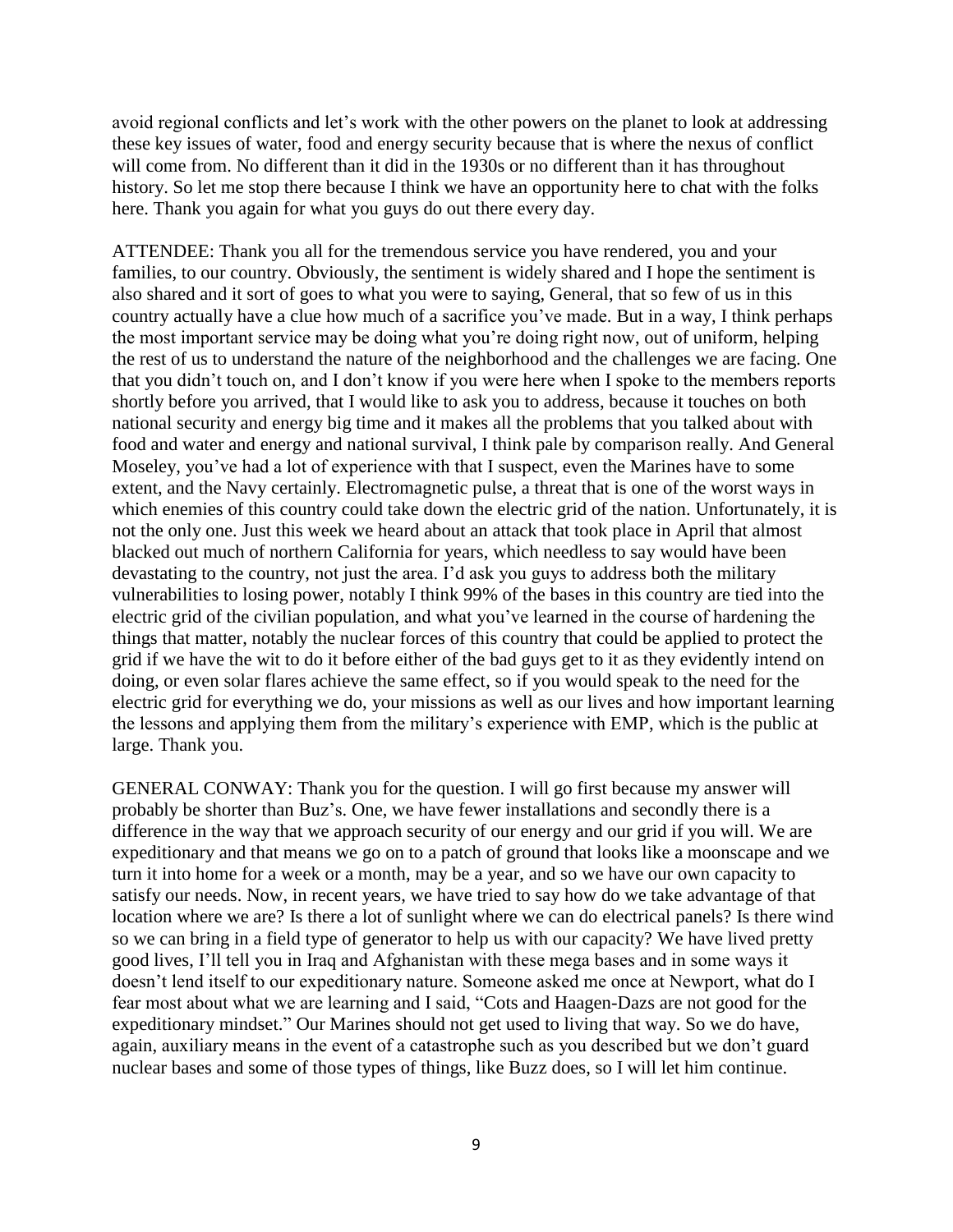avoid regional conflicts and let's work with the other powers on the planet to look at addressing these key issues of water, food and energy security because that is where the nexus of conflict will come from. No different than it did in the 1930s or no different than it has throughout history. So let me stop there because I think we have an opportunity here to chat with the folks here. Thank you again for what you guys do out there every day.

ATTENDEE: Thank you all for the tremendous service you have rendered, you and your families, to our country. Obviously, the sentiment is widely shared and I hope the sentiment is also shared and it sort of goes to what you were to saying, General, that so few of us in this country actually have a clue how much of a sacrifice you've made. But in a way, I think perhaps the most important service may be doing what you're doing right now, out of uniform, helping the rest of us to understand the nature of the neighborhood and the challenges we are facing. One that you didn't touch on, and I don't know if you were here when I spoke to the members reports shortly before you arrived, that I would like to ask you to address, because it touches on both national security and energy big time and it makes all the problems that you talked about with food and water and energy and national survival, I think pale by comparison really. And General Moseley, you've had a lot of experience with that I suspect, even the Marines have to some extent, and the Navy certainly. Electromagnetic pulse, a threat that is one of the worst ways in which enemies of this country could take down the electric grid of the nation. Unfortunately, it is not the only one. Just this week we heard about an attack that took place in April that almost blacked out much of northern California for years, which needless to say would have been devastating to the country, not just the area. I'd ask you guys to address both the military vulnerabilities to losing power, notably I think 99% of the bases in this country are tied into the electric grid of the civilian population, and what you've learned in the course of hardening the things that matter, notably the nuclear forces of this country that could be applied to protect the grid if we have the wit to do it before either of the bad guys get to it as they evidently intend on doing, or even solar flares achieve the same effect, so if you would speak to the need for the electric grid for everything we do, your missions as well as our lives and how important learning the lessons and applying them from the military's experience with EMP, which is the public at large. Thank you.

GENERAL CONWAY: Thank you for the question. I will go first because my answer will probably be shorter than Buz's. One, we have fewer installations and secondly there is a difference in the way that we approach security of our energy and our grid if you will. We are expeditionary and that means we go on to a patch of ground that looks like a moonscape and we turn it into home for a week or a month, may be a year, and so we have our own capacity to satisfy our needs. Now, in recent years, we have tried to say how do we take advantage of that location where we are? Is there a lot of sunlight where we can do electrical panels? Is there wind so we can bring in a field type of generator to help us with our capacity? We have lived pretty good lives, I'll tell you in Iraq and Afghanistan with these mega bases and in some ways it doesn't lend itself to our expeditionary nature. Someone asked me once at Newport, what do I fear most about what we are learning and I said, "Cots and Haagen-Dazs are not good for the expeditionary mindset." Our Marines should not get used to living that way. So we do have, again, auxiliary means in the event of a catastrophe such as you described but we don't guard nuclear bases and some of those types of things, like Buzz does, so I will let him continue.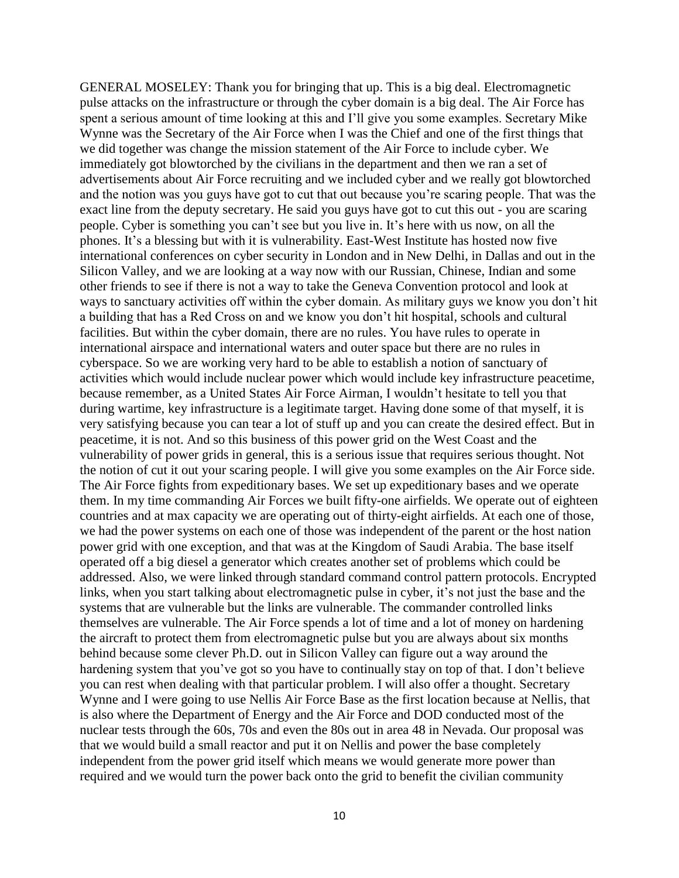GENERAL MOSELEY: Thank you for bringing that up. This is a big deal. Electromagnetic pulse attacks on the infrastructure or through the cyber domain is a big deal. The Air Force has spent a serious amount of time looking at this and I'll give you some examples. Secretary Mike Wynne was the Secretary of the Air Force when I was the Chief and one of the first things that we did together was change the mission statement of the Air Force to include cyber. We immediately got blowtorched by the civilians in the department and then we ran a set of advertisements about Air Force recruiting and we included cyber and we really got blowtorched and the notion was you guys have got to cut that out because you're scaring people. That was the exact line from the deputy secretary. He said you guys have got to cut this out - you are scaring people. Cyber is something you can't see but you live in. It's here with us now, on all the phones. It's a blessing but with it is vulnerability. East-West Institute has hosted now five international conferences on cyber security in London and in New Delhi, in Dallas and out in the Silicon Valley, and we are looking at a way now with our Russian, Chinese, Indian and some other friends to see if there is not a way to take the Geneva Convention protocol and look at ways to sanctuary activities off within the cyber domain. As military guys we know you don't hit a building that has a Red Cross on and we know you don't hit hospital, schools and cultural facilities. But within the cyber domain, there are no rules. You have rules to operate in international airspace and international waters and outer space but there are no rules in cyberspace. So we are working very hard to be able to establish a notion of sanctuary of activities which would include nuclear power which would include key infrastructure peacetime, because remember, as a United States Air Force Airman, I wouldn't hesitate to tell you that during wartime, key infrastructure is a legitimate target. Having done some of that myself, it is very satisfying because you can tear a lot of stuff up and you can create the desired effect. But in peacetime, it is not. And so this business of this power grid on the West Coast and the vulnerability of power grids in general, this is a serious issue that requires serious thought. Not the notion of cut it out your scaring people. I will give you some examples on the Air Force side. The Air Force fights from expeditionary bases. We set up expeditionary bases and we operate them. In my time commanding Air Forces we built fifty-one airfields. We operate out of eighteen countries and at max capacity we are operating out of thirty-eight airfields. At each one of those, we had the power systems on each one of those was independent of the parent or the host nation power grid with one exception, and that was at the Kingdom of Saudi Arabia. The base itself operated off a big diesel a generator which creates another set of problems which could be addressed. Also, we were linked through standard command control pattern protocols. Encrypted links, when you start talking about electromagnetic pulse in cyber, it's not just the base and the systems that are vulnerable but the links are vulnerable. The commander controlled links themselves are vulnerable. The Air Force spends a lot of time and a lot of money on hardening the aircraft to protect them from electromagnetic pulse but you are always about six months behind because some clever Ph.D. out in Silicon Valley can figure out a way around the hardening system that you've got so you have to continually stay on top of that. I don't believe you can rest when dealing with that particular problem. I will also offer a thought. Secretary Wynne and I were going to use Nellis Air Force Base as the first location because at Nellis, that is also where the Department of Energy and the Air Force and DOD conducted most of the nuclear tests through the 60s, 70s and even the 80s out in area 48 in Nevada. Our proposal was that we would build a small reactor and put it on Nellis and power the base completely independent from the power grid itself which means we would generate more power than required and we would turn the power back onto the grid to benefit the civilian community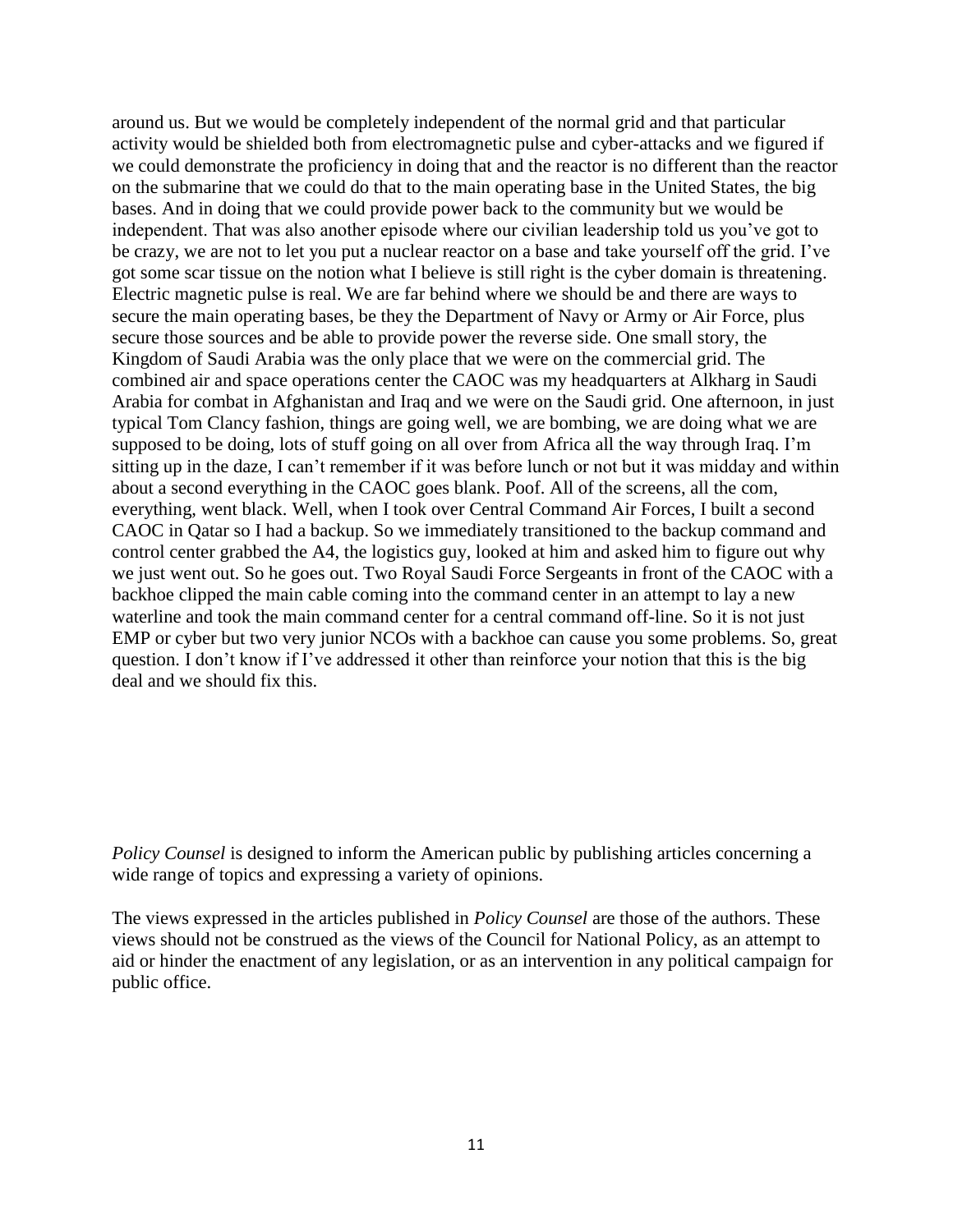around us. But we would be completely independent of the normal grid and that particular activity would be shielded both from electromagnetic pulse and cyber-attacks and we figured if we could demonstrate the proficiency in doing that and the reactor is no different than the reactor on the submarine that we could do that to the main operating base in the United States, the big bases. And in doing that we could provide power back to the community but we would be independent. That was also another episode where our civilian leadership told us you've got to be crazy, we are not to let you put a nuclear reactor on a base and take yourself off the grid. I've got some scar tissue on the notion what I believe is still right is the cyber domain is threatening. Electric magnetic pulse is real. We are far behind where we should be and there are ways to secure the main operating bases, be they the Department of Navy or Army or Air Force, plus secure those sources and be able to provide power the reverse side. One small story, the Kingdom of Saudi Arabia was the only place that we were on the commercial grid. The combined air and space operations center the CAOC was my headquarters at Alkharg in Saudi Arabia for combat in Afghanistan and Iraq and we were on the Saudi grid. One afternoon, in just typical Tom Clancy fashion, things are going well, we are bombing, we are doing what we are supposed to be doing, lots of stuff going on all over from Africa all the way through Iraq. I'm sitting up in the daze, I can't remember if it was before lunch or not but it was midday and within about a second everything in the CAOC goes blank. Poof. All of the screens, all the com, everything, went black. Well, when I took over Central Command Air Forces, I built a second CAOC in Qatar so I had a backup. So we immediately transitioned to the backup command and control center grabbed the A4, the logistics guy, looked at him and asked him to figure out why we just went out. So he goes out. Two Royal Saudi Force Sergeants in front of the CAOC with a backhoe clipped the main cable coming into the command center in an attempt to lay a new waterline and took the main command center for a central command off-line. So it is not just EMP or cyber but two very junior NCOs with a backhoe can cause you some problems. So, great question. I don't know if I've addressed it other than reinforce your notion that this is the big deal and we should fix this.

*Policy Counsel* is designed to inform the American public by publishing articles concerning a wide range of topics and expressing a variety of opinions.

The views expressed in the articles published in *Policy Counsel* are those of the authors. These views should not be construed as the views of the Council for National Policy, as an attempt to aid or hinder the enactment of any legislation, or as an intervention in any political campaign for public office.